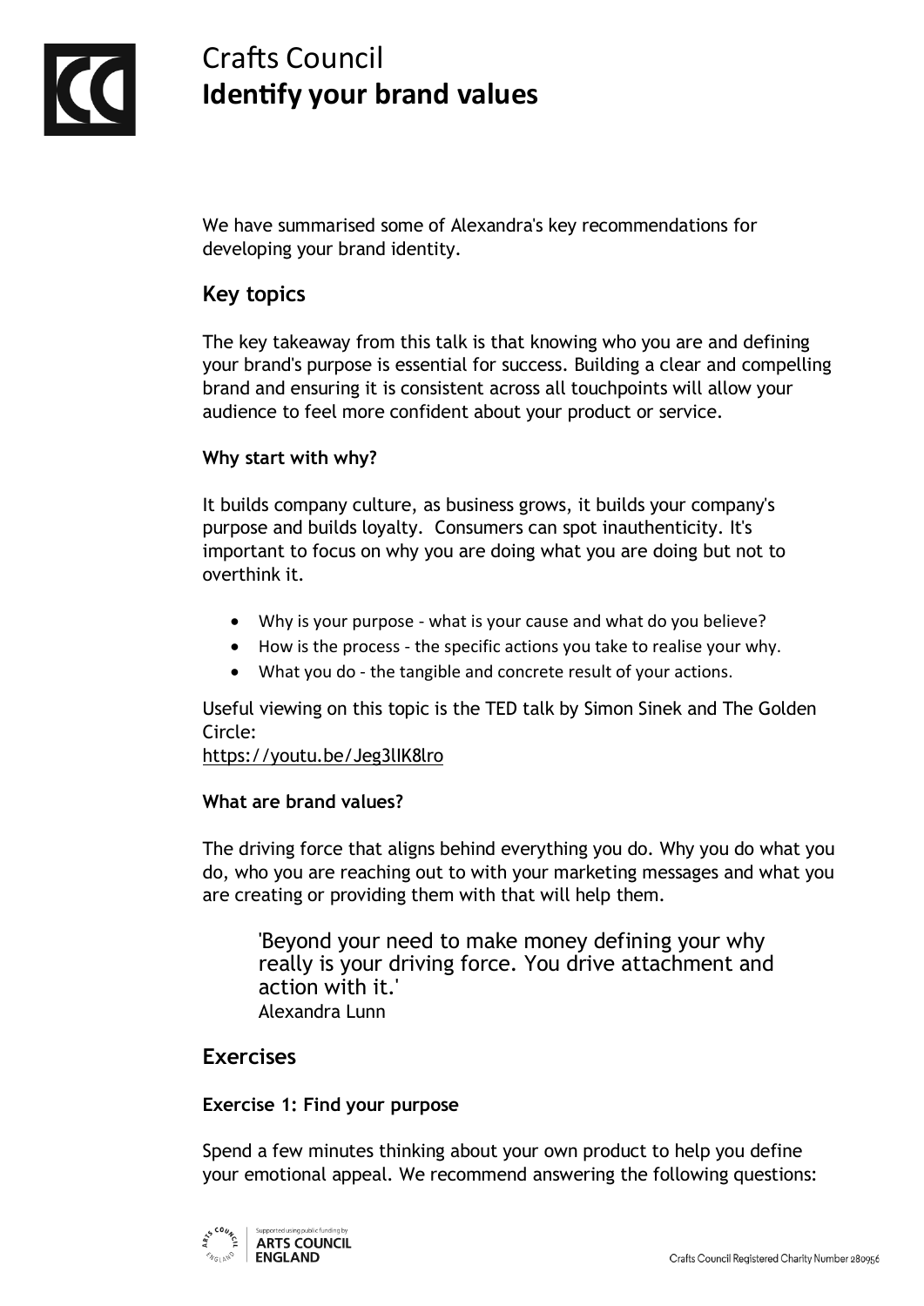# Crafts Council
## Identify your brand values

We have summarised some of Alexandra's key recommendations for developing your brand identity.

## Key topics

The key takeaway from this talk is that knowing who you are and defining your brand's purpose is essential for success. Building a clear and compelling brand and ensuring it is consistent across all touchpoints will allow your audience to feel more confident about your product or service.

### Why start with why?

It builds company culture, as business grows, it builds your company's purpose and builds loyalty. Consumers can spot inauthenticity. It's important to focus on why you are doing what you are doing but not to overthink it.

- Why is your purpose - what is your cause and what do you believe?
- How is the process - the specific actions you take to realise your why.
- What you do - the tangible and concrete result of your actions.

Useful viewing on this topic is the TED talk by Simon Sinek and The Golden Circle:
https://youtu.be/Jeg3lIK8lro

### What are brand values?

The driving force that aligns behind everything you do. Why you do what you do, who you are reaching out to with your marketing messages and what you are creating or providing them with that will help them.

> 'Beyond your need to make money defining your why really is your driving force. You drive attachment and action with it.'
> Alexandra Lunn

## Exercises

### Exercise 1: Find your purpose

Spend a few minutes thinking about your own product to help you define your emotional appeal. We recommend answering the following questions: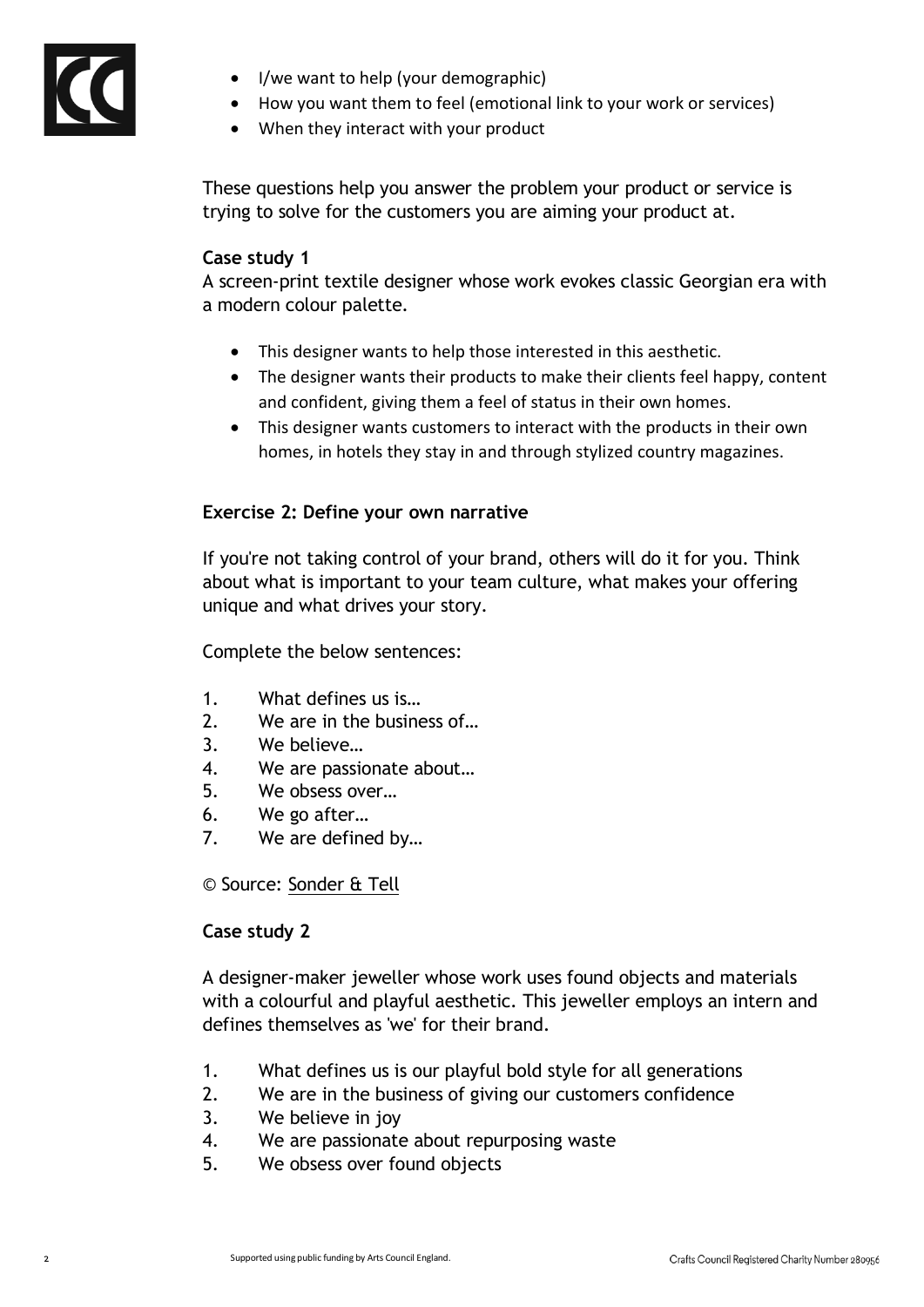- I/we want to help (your demographic)
- How you want them to feel (emotional link to your work or services)
- When they interact with your product

These questions help you answer the problem your product or service is trying to solve for the customers you are aiming your product at.

**Case study 1**

A screen-print textile designer whose work evokes classic Georgian era with a modern colour palette.

- This designer wants to help those interested in this aesthetic.
- The designer wants their products to make their clients feel happy, content and confident, giving them a feel of status in their own homes.
- This designer wants customers to interact with the products in their own homes, in hotels they stay in and through stylized country magazines.

**Exercise 2: Define your own narrative**

If you're not taking control of your brand, others will do it for you. Think about what is important to your team culture, what makes your offering unique and what drives your story.

Complete the below sentences:

1. What defines us is…
2. We are in the business of…
3. We believe…
4. We are passionate about…
5. We obsess over…
6. We go after…
7. We are defined by…

© Source: Sonder & Tell

**Case study 2**

A designer-maker jeweller whose work uses found objects and materials with a colourful and playful aesthetic. This jeweller employs an intern and defines themselves as 'we' for their brand.

1. What defines us is our playful bold style for all generations
2. We are in the business of giving our customers confidence
3. We believe in joy
4. We are passionate about repurposing waste
5. We obsess over found objects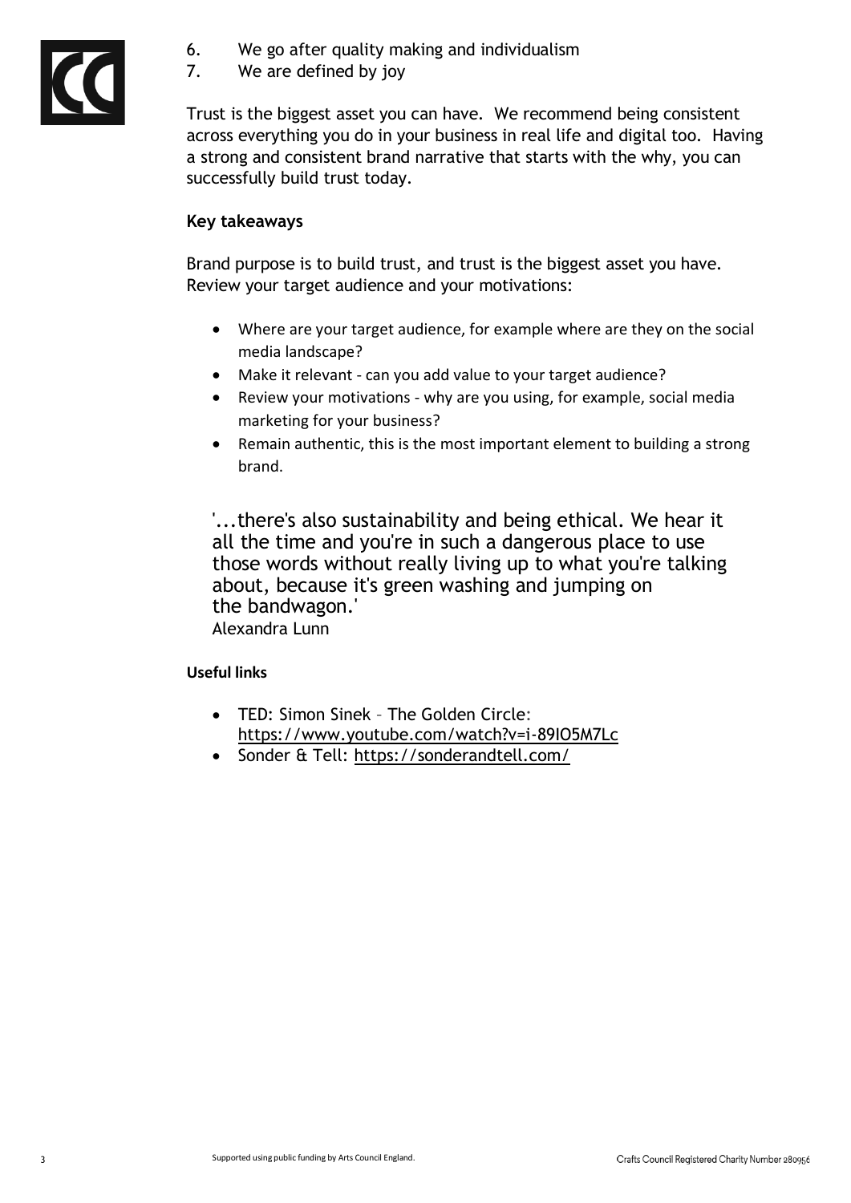6. We go after quality making and individualism
7. We are defined by joy

Trust is the biggest asset you can have. We recommend being consistent across everything you do in your business in real life and digital too. Having a strong and consistent brand narrative that starts with the why, you can successfully build trust today.

### Key takeaways

Brand purpose is to build trust, and trust is the biggest asset you have. Review your target audience and your motivations:

- Where are your target audience, for example where are they on the social media landscape?
- Make it relevant - can you add value to your target audience?
- Review your motivations - why are you using, for example, social media marketing for your business?
- Remain authentic, this is the most important element to building a strong brand.

> '...there's also sustainability and being ethical. We hear it all the time and you're in such a dangerous place to use those words without really living up to what you're talking about, because it's green washing and jumping on the bandwagon.'
> Alexandra Lunn

#### Useful links

- TED: Simon Sinek – The Golden Circle: https://www.youtube.com/watch?v=i-89IO5M7Lc
- Sonder & Tell: https://sonderandtell.com/